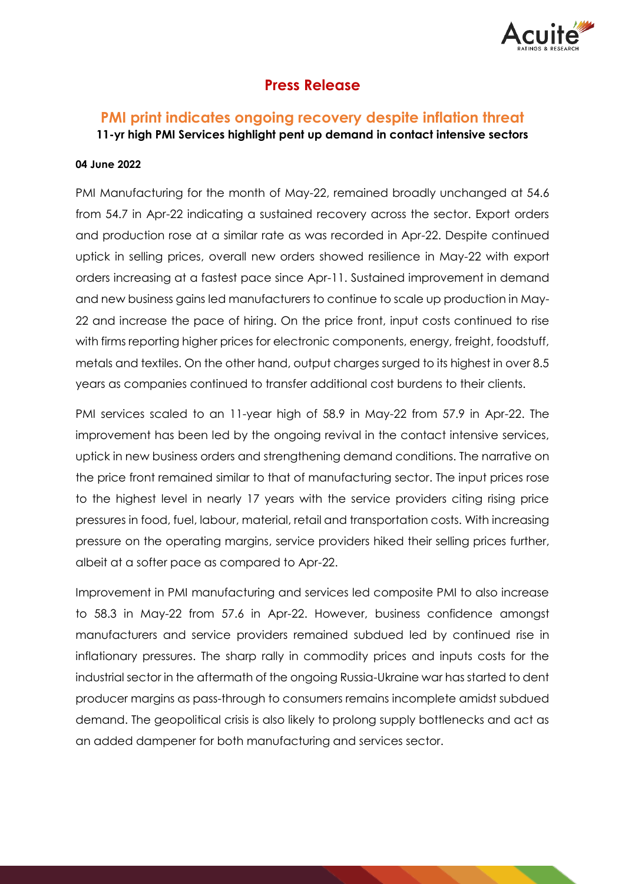# Press Release

## PMI print indicates ongoing recovery despite inflation threat

**11-yr high PMI Services highlight pent up demand in contact intensive sectors**

**04 June 2022**

PMI Manufacturing for the month of May-22, remained broadly unchanged at 54.6 from 54.7 in Apr-22 indicating a sustained recovery across the sector. Export orders and production rose at a similar rate as was recorded in Apr-22. Despite continued uptick in selling prices, overall new orders showed resilience in May-22 with export orders increasing at a fastest pace since Apr-11. Sustained improvement in demand and new business gains led manufacturers to continue to scale up production in May-22 and increase the pace of hiring. On the price front, input costs continued to rise with firms reporting higher prices for electronic components, energy, freight, foodstuff, metals and textiles. On the other hand, output charges surged to its highest in over 8.5 years as companies continued to transfer additional cost burdens to their clients.

PMI services scaled to an 11-year high of 58.9 in May-22 from 57.9 in Apr-22. The improvement has been led by the ongoing revival in the contact intensive services, uptick in new business orders and strengthening demand conditions. The narrative on the price front remained similar to that of manufacturing sector. The input prices rose to the highest level in nearly 17 years with the service providers citing rising price pressures in food, fuel, labour, material, retail and transportation costs. With increasing pressure on the operating margins, service providers hiked their selling prices further, albeit at a softer pace as compared to Apr-22.

Improvement in PMI manufacturing and services led composite PMI to also increase to 58.3 in May-22 from 57.6 in Apr-22. However, business confidence amongst manufacturers and service providers remained subdued led by continued rise in inflationary pressures. The sharp rally in commodity prices and inputs costs for the industrial sector in the aftermath of the ongoing Russia-Ukraine war has started to dent producer margins as pass-through to consumers remains incomplete amidst subdued demand. The geopolitical crisis is also likely to prolong supply bottlenecks and act as an added dampener for both manufacturing and services sector.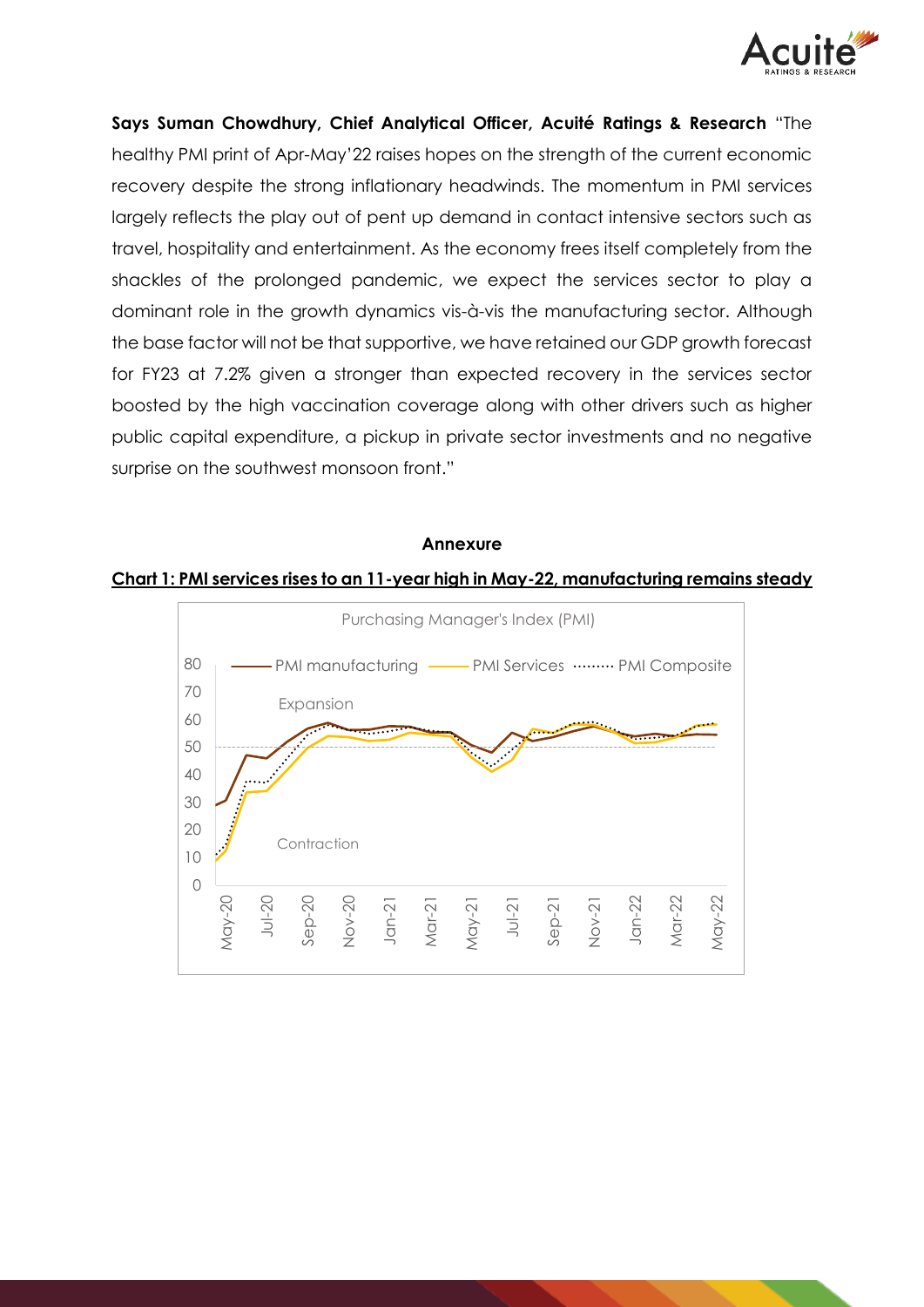**Says Suman Chowdhury, Chief Analytical Officer, Acuité Ratings & Research** "The healthy PMI print of Apr-May'22 raises hopes on the strength of the current economic recovery despite the strong inflationary headwinds. The momentum in PMI services largely reflects the play out of pent up demand in contact intensive sectors such as travel, hospitality and entertainment. As the economy frees itself completely from the shackles of the prolonged pandemic, we expect the services sector to play a dominant role in the growth dynamics vis-à-vis the manufacturing sector. Although the base factor will not be that supportive, we have retained our GDP growth forecast for FY23 at 7.2% given a stronger than expected recovery in the services sector boosted by the high vaccination coverage along with other drivers such as higher public capital expenditure, a pickup in private sector investments and no negative surprise on the southwest monsoon front."

**Annexure**

**Chart 1: PMI services rises to an 11-year high in May-22, manufacturing remains steady**

Purchasing Manager's Index (PMI)

PMI manufacturing | PMI Services | PMI Composite

Expansion

Contraction

0, 10, 20, 30, 40, 50, 60, 70, 80

May-20, Jul-20, Sep-20, Nov-20, Jan-21, Mar-21, May-21, Jul-21, Sep-21, Nov-21, Jan-22, Mar-22, May-22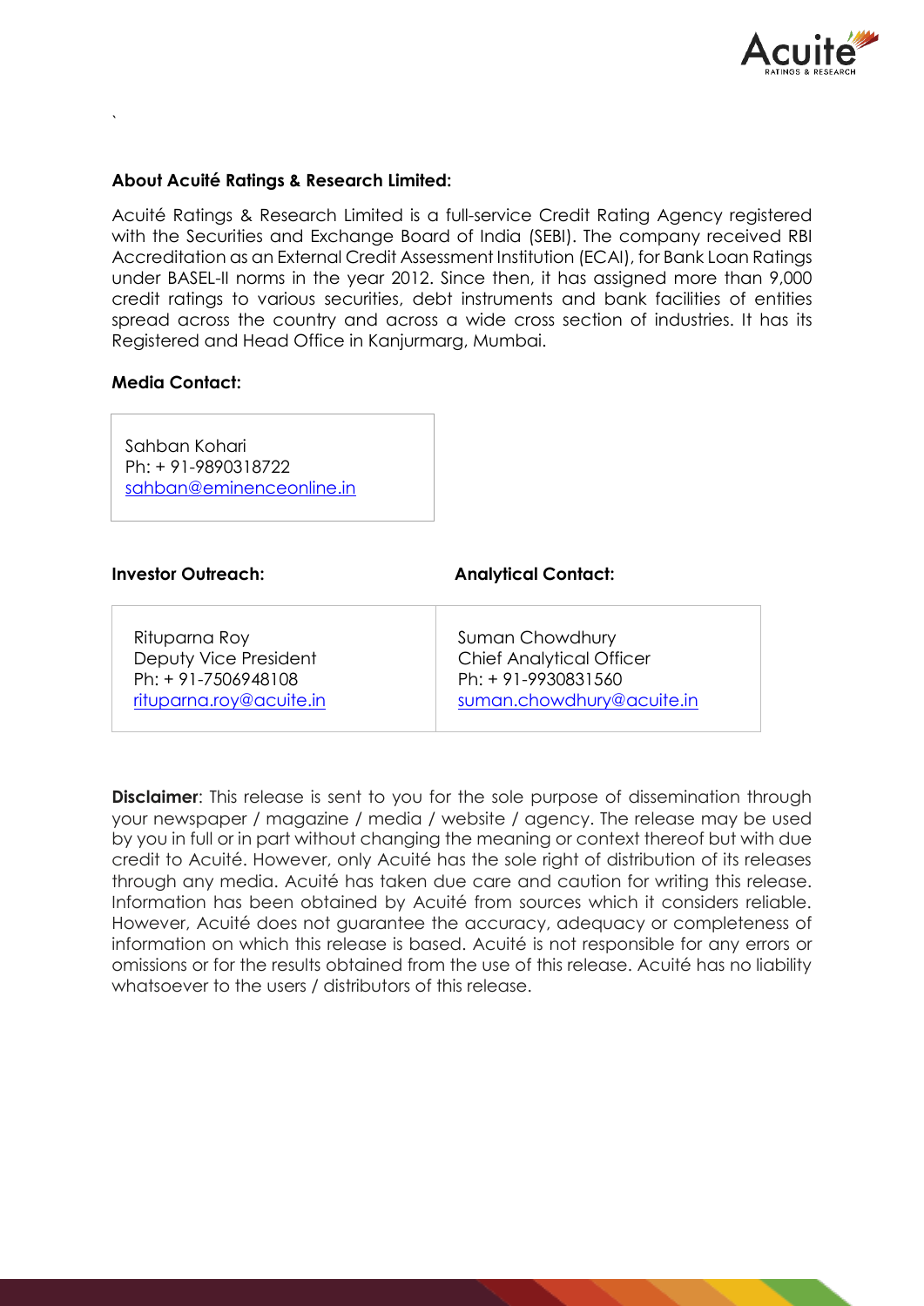**About Acuité Ratings & Research Limited:**

Acuité Ratings & Research Limited is a full-service Credit Rating Agency registered with the Securities and Exchange Board of India (SEBI). The company received RBI Accreditation as an External Credit Assessment Institution (ECAI), for Bank Loan Ratings under BASEL-II norms in the year 2012. Since then, it has assigned more than 9,000 credit ratings to various securities, debt instruments and bank facilities of entities spread across the country and across a wide cross section of industries. It has its Registered and Head Office in Kanjurmarg, Mumbai.

**Media Contact:**

Sahban Kohari
Ph: + 91-9890318722
sahban@eminenceonline.in

| **Investor Outreach:** | **Analytical Contact:** |
|---|---|
| Rituparna Roy<br>Deputy Vice President<br>Ph: + 91-7506948108<br>rituparna.roy@acuite.in | Suman Chowdhury<br>Chief Analytical Officer<br>Ph: + 91-9930831560<br>suman.chowdhury@acuite.in |

**Disclaimer**: This release is sent to you for the sole purpose of dissemination through your newspaper / magazine / media / website / agency. The release may be used by you in full or in part without changing the meaning or context thereof but with due credit to Acuité. However, only Acuité has the sole right of distribution of its releases through any media. Acuité has taken due care and caution for writing this release. Information has been obtained by Acuité from sources which it considers reliable. However, Acuité does not guarantee the accuracy, adequacy or completeness of information on which this release is based. Acuité is not responsible for any errors or omissions or for the results obtained from the use of this release. Acuité has no liability whatsoever to the users / distributors of this release.